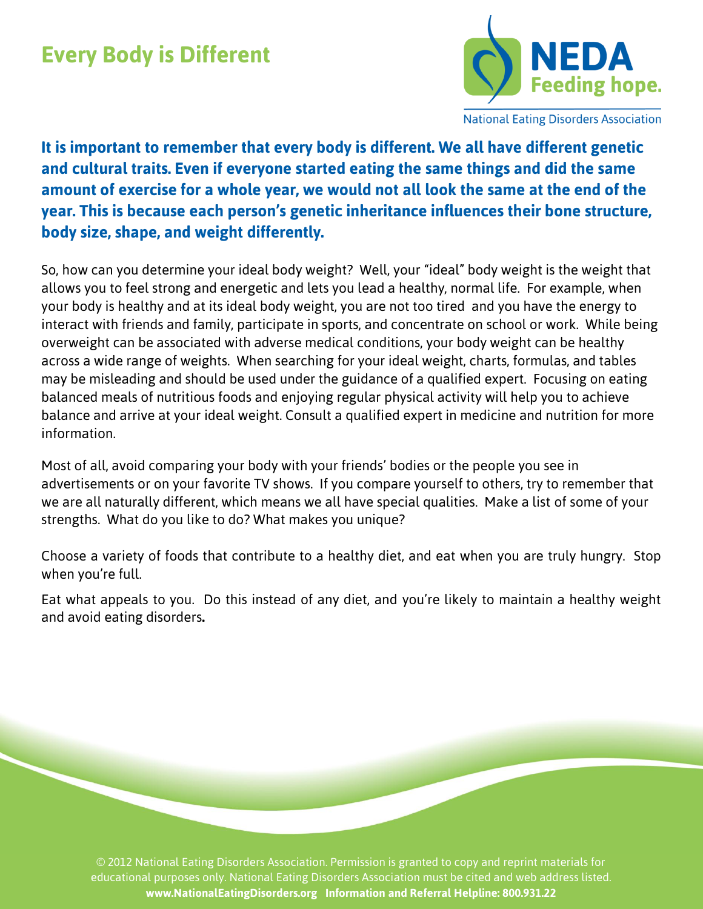# Every Body is Different

NEDA
Feeding hope.
National Eating Disorders Association

**It is important to remember that every body is different. We all have different genetic and cultural traits. Even if everyone started eating the same things and did the same amount of exercise for a whole year, we would not all look the same at the end of the year. This is because each person's genetic inheritance influences their bone structure, body size, shape, and weight differently.**

So, how can you determine your ideal body weight? Well, your "ideal" body weight is the weight that allows you to feel strong and energetic and lets you lead a healthy, normal life. For example, when your body is healthy and at its ideal body weight, you are not too tired and you have the energy to interact with friends and family, participate in sports, and concentrate on school or work. While being overweight can be associated with adverse medical conditions, your body weight can be healthy across a wide range of weights. When searching for your ideal weight, charts, formulas, and tables may be misleading and should be used under the guidance of a qualified expert. Focusing on eating balanced meals of nutritious foods and enjoying regular physical activity will help you to achieve balance and arrive at your ideal weight. Consult a qualified expert in medicine and nutrition for more information.

Most of all, avoid comparing your body with your friends' bodies or the people you see in advertisements or on your favorite TV shows. If you compare yourself to others, try to remember that we are all naturally different, which means we all have special qualities. Make a list of some of your strengths. What do you like to do? What makes you unique?

Choose a variety of foods that contribute to a healthy diet, and eat when you are truly hungry. Stop when you're full.

Eat what appeals to you. Do this instead of any diet, and you're likely to maintain a healthy weight and avoid eating disorders**.**

© 2012 National Eating Disorders Association. Permission is granted to copy and reprint materials for educational purposes only. National Eating Disorders Association must be cited and web address listed.
**www.NationalEatingDisorders.org Information and Referral Helpline: 800.931.22**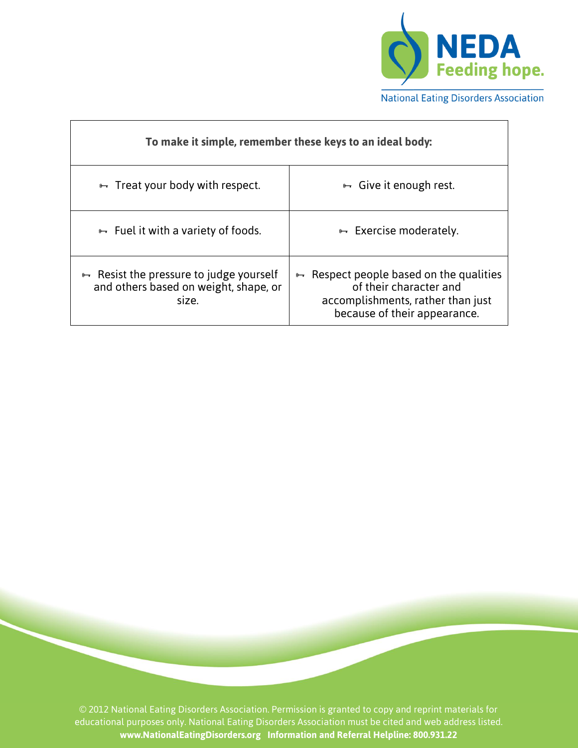| To make it simple, remember these keys to an ideal body: | |
|---|---|
| Treat your body with respect. | Give it enough rest. |
| Fuel it with a variety of foods. | Exercise moderately. |
| Resist the pressure to judge yourself and others based on weight, shape, or size. | Respect people based on the qualities of their character and accomplishments, rather than just because of their appearance. |